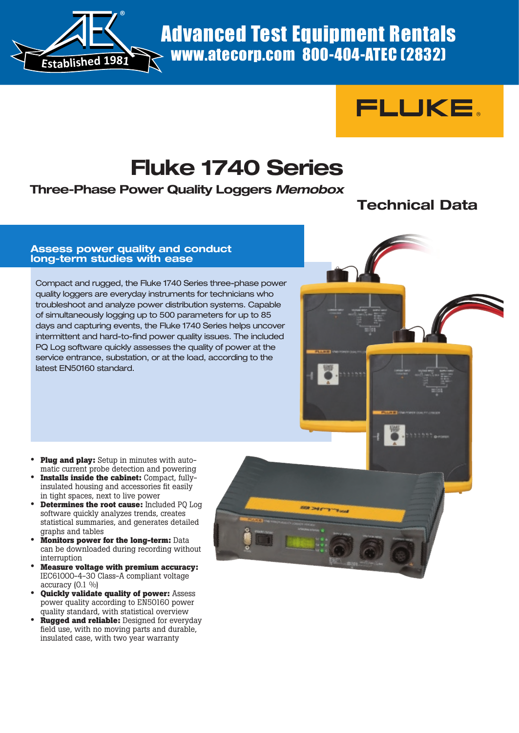# Advanced Test Equipment Rentals

www.atecorp.com 800-404-ATEC (2832)

Established 1981

FLUKE®

# Fluke 1740 Series

## Three-Phase Power Quality Loggers *Memobox*

## Technical Data

### Assess power quality and conduct long-term studies with ease

Compact and rugged, the Fluke 1740 Series three-phase power quality loggers are everyday instruments for technicians who troubleshoot and analyze power distribution systems. Capable of simultaneously logging up to 500 parameters for up to 85 days and capturing events, the Fluke 1740 Series helps uncover intermittent and hard-to-find power quality issues. The included PQ Log software quickly assesses the quality of power at the service entrance, substation, or at the load, according to the latest EN50160 standard.

- **Plug and play:** Setup in minutes with automatic current probe detection and powering
- **Installs inside the cabinet:** Compact, fully-insulated housing and accessories fit easily in tight spaces, next to live power
- **Determines the root cause:** Included PQ Log software quickly analyzes trends, creates statistical summaries, and generates detailed graphs and tables
- **Monitors power for the long-term:** Data can be downloaded during recording without interruption
- **Measure voltage with premium accuracy:** IEC61000-4-30 Class-A compliant voltage accuracy (0.1 %)
- **Quickly validate quality of power:** Assess power quality according to EN50160 power quality standard, with statistical overview
- **Rugged and reliable:** Designed for everyday field use, with no moving parts and durable, insulated case, with two year warranty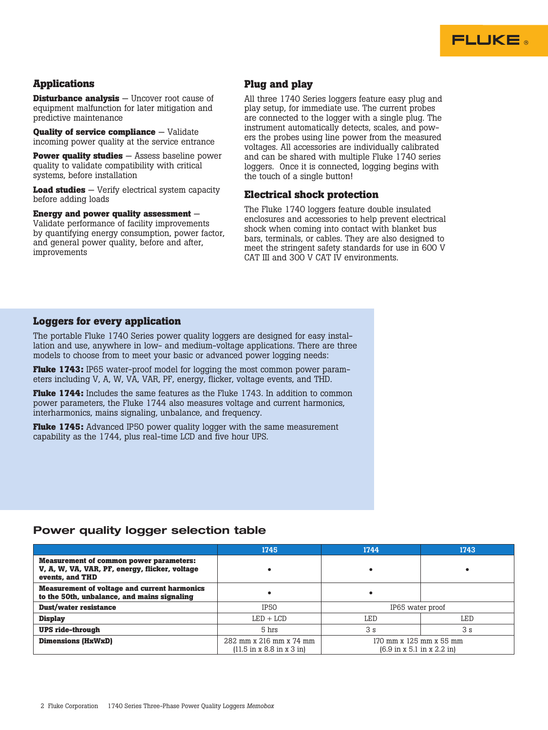## Applications

**Disturbance analysis** — Uncover root cause of equipment malfunction for later mitigation and predictive maintenance

**Quality of service compliance** — Validate incoming power quality at the service entrance

**Power quality studies** — Assess baseline power quality to validate compatibility with critical systems, before installation

**Load studies** — Verify electrical system capacity before adding loads

**Energy and power quality assessment** — Validate performance of facility improvements by quantifying energy consumption, power factor, and general power quality, before and after, improvements

## Plug and play

All three 1740 Series loggers feature easy plug and play setup, for immediate use. The current probes are connected to the logger with a single plug. The instrument automatically detects, scales, and powers the probes using line power from the measured voltages. All accessories are individually calibrated and can be shared with multiple Fluke 1740 series loggers. Once it is connected, logging begins with the touch of a single button!

## Electrical shock protection

The Fluke 1740 loggers feature double insulated enclosures and accessories to help prevent electrical shock when coming into contact with blanket bus bars, terminals, or cables. They are also designed to meet the stringent safety standards for use in 600 V CAT III and 300 V CAT IV environments.

## Loggers for every application

The portable Fluke 1740 Series power quality loggers are designed for easy installation and use, anywhere in low- and medium-voltage applications. There are three models to choose from to meet your basic or advanced power logging needs:

**Fluke 1743:** IP65 water-proof model for logging the most common power parameters including V, A, W, VA, VAR, PF, energy, flicker, voltage events, and THD.

**Fluke 1744:** Includes the same features as the Fluke 1743. In addition to common power parameters, the Fluke 1744 also measures voltage and current harmonics, interharmonics, mains signaling, unbalance, and frequency.

**Fluke 1745:** Advanced IP50 power quality logger with the same measurement capability as the 1744, plus real-time LCD and five hour UPS.

## Power quality logger selection table

| | 1745 | 1744 | 1743 |
|---|---|---|---|
| **Measurement of common power parameters: V, A, W, VA, VAR, PF, energy, flicker, voltage events, and THD** | • | • | • |
| **Measurement of voltage and current harmonics to the 50th, unbalance, and mains signaling** | • | • | |
| **Dust/water resistance** | IP50 | IP65 water proof | |
| **Display** | LED + LCD | LED | LED |
| **UPS ride-through** | 5 hrs | 3 s | 3 s |
| **Dimensions (HxWxD)** | 282 mm x 216 mm x 74 mm (11.5 in x 8.8 in x 3 in) | 170 mm x 125 mm x 55 mm (6.9 in x 5.1 in x 2.2 in) | |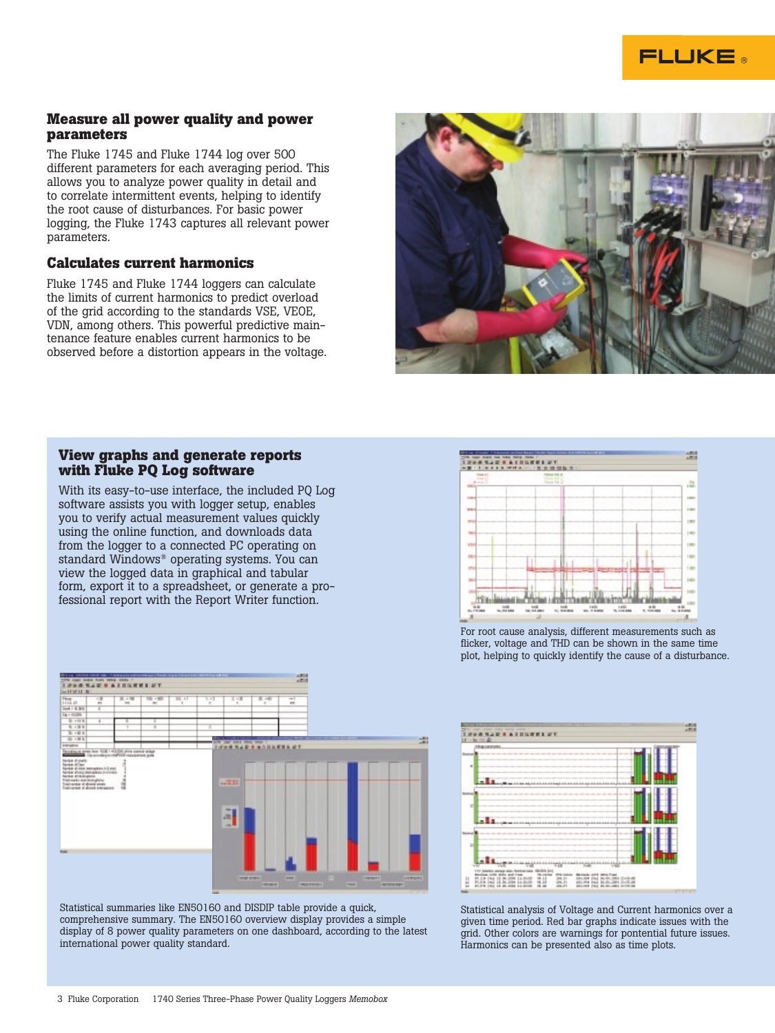## Measure all power quality and power parameters

The Fluke 1745 and Fluke 1744 log over 500 different parameters for each averaging period. This allows you to analyze power quality in detail and to correlate intermittent events, helping to identify the root cause of disturbances. For basic power logging, the Fluke 1743 captures all relevant power parameters.

## Calculates current harmonics

Fluke 1745 and Fluke 1744 loggers can calculate the limits of current harmonics to predict overload of the grid according to the standards VSE, VEOE, VDN, among others. This powerful predictive maintenance feature enables current harmonics to be observed before a distortion appears in the voltage.

## View graphs and generate reports with Fluke PQ Log software

With its easy-to-use interface, the included PQ Log software assists you with logger setup, enables you to verify actual measurement values quickly using the online function, and downloads data from the logger to a connected PC operating on standard Windows® operating systems. You can view the logged data in graphical and tabular form, export it to a spreadsheet, or generate a professional report with the Report Writer function.

For root cause analysis, different measurements such as flicker, voltage and THD can be shown in the same time plot, helping to quickly identify the cause of a disturbance.

Statistical summaries like EN50160 and DISDIP table provide a quick, comprehensive summary. The EN50160 overview display provides a simple display of 8 power quality parameters on one dashboard, according to the latest international power quality standard.

Statistical analysis of Voltage and Current harmonics over a given time period. Red bar graphs indicate issues with the grid. Other colors are warnings for pontential future issues. Harmonics can be presented also as time plots.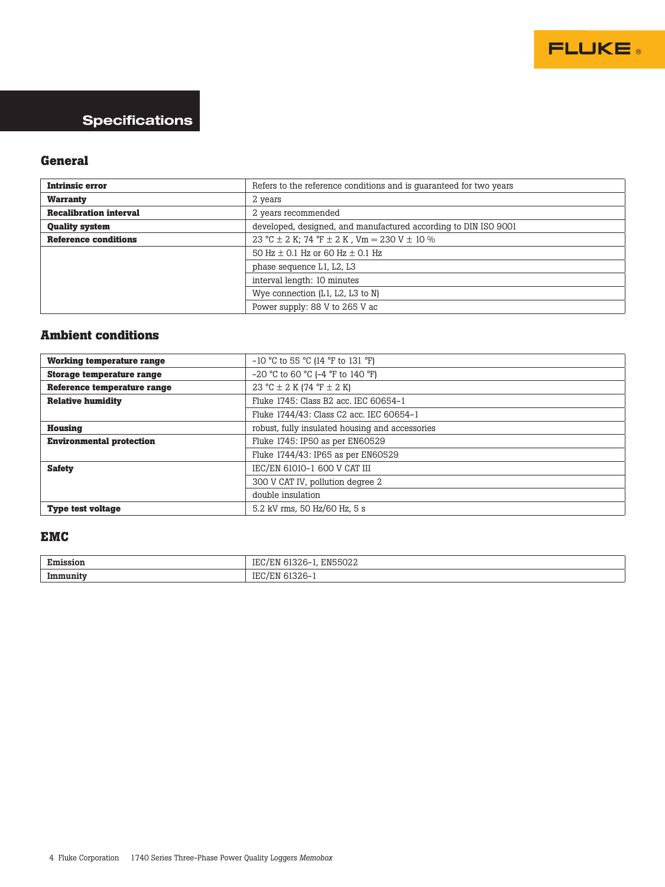# Specifications

## General

| | |
|---|---|
| **Intrinsic error** | Refers to the reference conditions and is guaranteed for two years |
| **Warranty** | 2 years |
| **Recalibration interval** | 2 years recommended |
| **Quality system** | developed, designed, and manufactured according to DIN ISO 9001 |
| **Reference conditions** | 23 °C ± 2 K; 74 °F ± 2 K , Vm = 230 V ± 10 % |
| | 50 Hz ± 0.1 Hz or 60 Hz ± 0.1 Hz |
| | phase sequence L1, L2, L3 |
| | interval length: 10 minutes |
| | Wye connection (L1, L2, L3 to N) |
| | Power supply: 88 V to 265 V ac |

## Ambient conditions

| | |
|---|---|
| **Working temperature range** | -10 °C to 55 °C (14 °F to 131 °F) |
| **Storage temperature range** | -20 °C to 60 °C (-4 °F to 140 °F) |
| **Reference temperature range** | 23 °C ± 2 K (74 °F ± 2 K) |
| **Relative humidity** | Fluke 1745: Class B2 acc. IEC 60654-1 |
| | Fluke 1744/43: Class C2 acc. IEC 60654-1 |
| **Housing** | robust, fully insulated housing and accessories |
| **Environmental protection** | Fluke 1745: IP50 as per EN60529 |
| | Fluke 1744/43: IP65 as per EN60529 |
| **Safety** | IEC/EN 61010-1 600 V CAT III |
| | 300 V CAT IV, pollution degree 2 |
| | double insulation |
| **Type test voltage** | 5.2 kV rms, 50 Hz/60 Hz, 5 s |

## EMC

| | |
|---|---|
| **Emission** | IEC/EN 61326-1, EN55022 |
| **Immunity** | IEC/EN 61326-1 |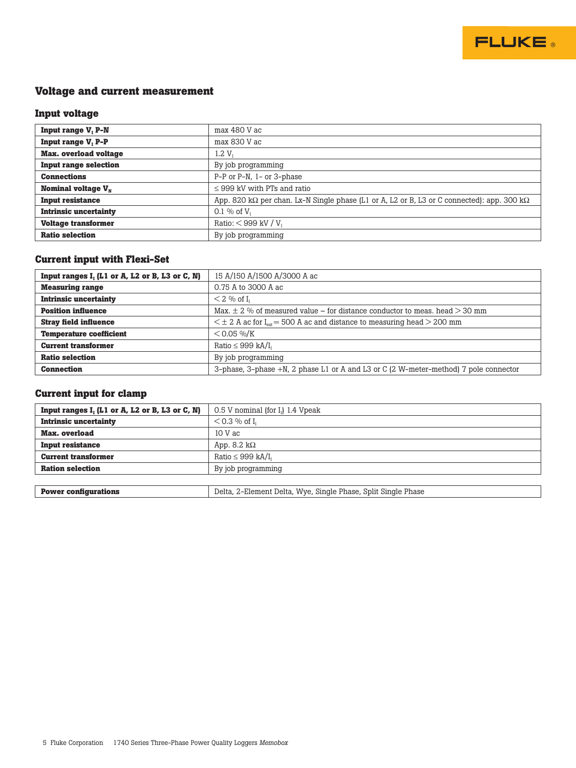## Voltage and current measurement

### Input voltage

| | |
|---|---|
| **Input range $V_I$ P-N** | max 480 V ac |
| **Input range $V_I$ P-P** | max 830 V ac |
| **Max. overload voltage** | 1.2 $V_I$ |
| **Input range selection** | By job programming |
| **Connections** | P-P or P-N, 1- or 3-phase |
| **Nominal voltage $V_N$** | ≤ 999 kV with PTs and ratio |
| **Input resistance** | App. 820 kΩ per chan. Lx-N Single phase (L1 or A, L2 or B, L3 or C connected): app. 300 kΩ |
| **Intrinsic uncertainty** | 0.1 % of $V_I$ |
| **Voltage transformer** | Ratio: < 999 kV / $V_I$ |
| **Ratio selection** | By job programming |

### Current input with Flexi-Set

| | |
|---|---|
| **Input ranges $I_I$ (L1 or A, L2 or B, L3 or C, N)** | 15 A/150 A/1500 A/3000 A ac |
| **Measuring range** | 0.75 A to 3000 A ac |
| **Intrinsic uncertainty** | < 2 % of $I_I$ |
| **Position influence** | Max. ± 2 % of measured value – for distance conductor to meas. head > 30 mm |
| **Stray field influence** | < ± 2 A ac for $I_{ext}$ = 500 A ac and distance to measuring head > 200 mm |
| **Temperature coefficient** | < 0.05 %/K |
| **Current transformer** | Ratio ≤ 999 kA/$I_I$ |
| **Ratio selection** | By job programming |
| **Connection** | 3-phase, 3-phase +N, 2 phase L1 or A and L3 or C (2 W-meter-method) 7 pole connector |

### Current input for clamp

| | |
|---|---|
| **Input ranges $I_I$ (L1 or A, L2 or B, L3 or C, N)** | 0.5 V nominal (for $I_I$) 1.4 Vpeak |
| **Intrinsic uncertainty** | < 0.3 % of $I_I$ |
| **Max. overload** | 10 V ac |
| **Input resistance** | App. 8.2 kΩ |
| **Current transformer** | Ratio ≤ 999 kA/$I_I$ |
| **Ration selection** | By job programming |

| | |
|---|---|
| **Power configurations** | Delta, 2-Element Delta, Wye, Single Phase, Split Single Phase |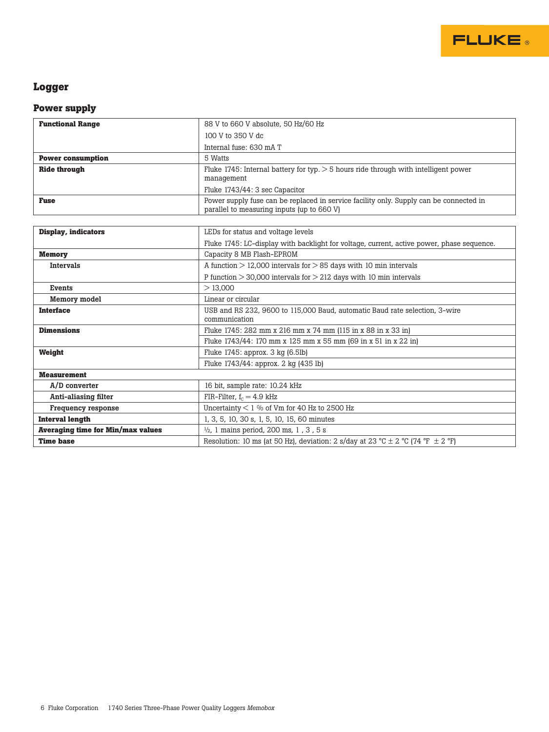## Logger

### Power supply

| | |
|---|---|
| **Functional Range** | 88 V to 660 V absolute, 50 Hz/60 Hz<br>100 V to 350 V dc<br>Internal fuse: 630 mA T |
| **Power consumption** | 5 Watts |
| **Ride through** | Fluke 1745: Internal battery for typ. > 5 hours ride through with intelligent power management<br>Fluke 1743/44: 3 sec Capacitor |
| **Fuse** | Power supply fuse can be replaced in service facility only. Supply can be connected in parallel to measuring inputs (up to 660 V) |

| | |
|---|---|
| **Display, indicators** | LEDs for status and voltage levels<br>Fluke 1745: LC-display with backlight for voltage, current, active power, phase sequence. |
| **Memory** | Capacity 8 MB Flash-EPROM |
| **Intervals** | A function > 12,000 intervals for > 85 days with 10 min intervals<br>P function > 30,000 intervals for > 212 days with 10 min intervals |
| **Events** | > 13,000 |
| **Memory model** | Linear or circular |
| **Interface** | USB and RS 232, 9600 to 115,000 Baud, automatic Baud rate selection, 3-wire communication |
| **Dimensions** | Fluke 1745: 282 mm x 216 mm x 74 mm (115 in x 88 in x 33 in) |
| | Fluke 1743/44: 170 mm x 125 mm x 55 mm (69 in x 51 in x 22 in) |
| **Weight** | Fluke 1745: approx. 3 kg (6.5lb) |
| | Fluke 1743/44: approx. 2 kg (435 lb) |
| **Measurement** | |
| **A/D converter** | 16 bit, sample rate: 10.24 kHz |
| **Anti-aliasing filter** | FIR-Filter, $f_c = 4.9$ kHz |
| **Frequency response** | Uncertainty < 1 % of Vm for 40 Hz to 2500 Hz |
| **Interval length** | 1, 3, 5, 10, 30 s, 1, 5, 10, 15, 60 minutes |
| **Averaging time for Min/max values** | ½, 1 mains period, 200 ms, 1 , 3 , 5 s |
| **Time base** | Resolution: 10 ms (at 50 Hz), deviation: 2 s/day at 23 °C ± 2 °C (74 °F ± 2 °F) |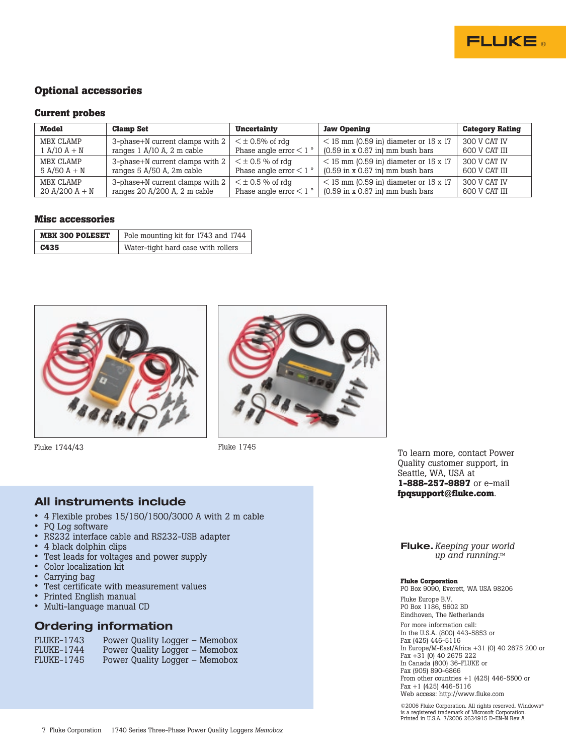## Optional accessories

### Current probes

| Model | Clamp Set | Uncertainty | Jaw Opening | Category Rating |
|---|---|---|---|---|
| MBX CLAMP 1 A/10 A + N | 3-phase+N current clamps with 2 ranges 1 A/10 A, 2 m cable | < ± 0.5% of rdg Phase angle error < 1 ° | < 15 mm (0.59 in) diameter or 15 x 17 (0.59 in x 0.67 in) mm bush bars | 300 V CAT IV 600 V CAT III |
| MBX CLAMP 5 A/50 A + N | 3-phase+N current clamps with 2 ranges 5 A/50 A, 2m cable | < ± 0.5 % of rdg Phase angle error < 1 ° | < 15 mm (0.59 in) diameter or 15 x 17 (0.59 in x 0.67 in) mm bush bars | 300 V CAT IV 600 V CAT III |
| MBX CLAMP 20 A/200 A + N | 3-phase+N current clamps with 2 ranges 20 A/200 A, 2 m cable | < ± 0.5 % of rdg Phase angle error < 1 ° | < 15 mm (0.59 in) diameter or 15 x 17 (0.59 in x 0.67 in) mm bush bars | 300 V CAT IV 600 V CAT III |

### Misc accessories

| | |
|---|---|
| **MBX 300 POLESET** | Pole mounting kit for 1743 and 1744 |
| **C435** | Water-tight hard case with rollers |

Fluke 1744/43

Fluke 1745

To learn more, contact Power Quality customer support, in Seattle, WA, USA at **1-888-257-9897** or e-mail **fpqsupport@fluke.com**.

## All instruments include

- 4 Flexible probes 15/150/1500/3000 A with 2 m cable
- PQ Log software
- RS232 interface cable and RS232-USB adapter
- 4 black dolphin clips
- Test leads for voltages and power supply
- Color localization kit
- Carrying bag
- Test certificate with measurement values
- Printed English manual
- Multi-language manual CD

## Ordering information

FLUKE-1743 Power Quality Logger – Memobox
FLUKE-1744 Power Quality Logger – Memobox
FLUKE-1745 Power Quality Logger – Memobox

**Fluke.** *Keeping your world up and running.™*

**Fluke Corporation**
PO Box 9090, Everett, WA USA 98206

Fluke Europe B.V.
PO Box 1186, 5602 BD
Eindhoven, The Netherlands

For more information call:
In the U.S.A. (800) 443-5853 or
Fax (425) 446-5116
In Europe/M-East/Africa +31 (0) 40 2675 200 or
Fax +31 (0) 40 2675 222
In Canada (800) 36-FLUKE or
Fax (905) 890-6866
From other countries +1 (425) 446-5500 or
Fax +1 (425) 446-5116
Web access: http://www.fluke.com

©2006 Fluke Corporation. All rights reserved. Windows® is a registered trademark of Microsoft Corporation. Printed in U.S.A. 7/2006 2634915 D-EN-N Rev A